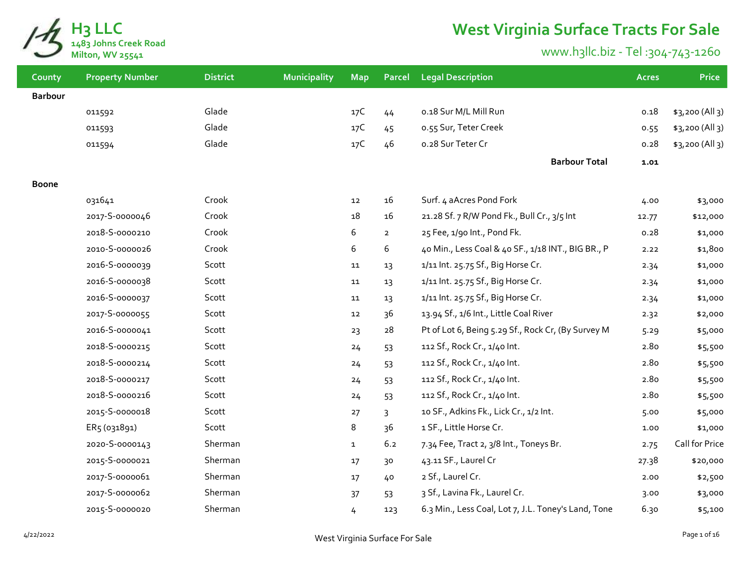# H3 LLC

1483 Johns Creek Road
Milton, WV 25541

# West Virginia Surface Tracts For Sale

www.h3llc.biz - Tel :304-743-1260

| County | Property Number | District | Municipality | Map | Parcel | Legal Description | Acres | Price |
|---|---|---|---|---|---|---|---|---|
| **Barbour** | | | | | | | | |
| | 011592 | Glade | | 17C | 44 | 0.18 Sur M/L Mill Run | 0.18 | $3,200 (All 3) |
| | 011593 | Glade | | 17C | 45 | 0.55 Sur, Teter Creek | 0.55 | $3,200 (All 3) |
| | 011594 | Glade | | 17C | 46 | 0.28 Sur Teter Cr | 0.28 | $3,200 (All 3) |
| | | | | | | **Barbour Total** | **1.01** | |
| **Boone** | | | | | | | | |
| | 031641 | Crook | | 12 | 16 | Surf. 4 aAcres Pond Fork | 4.00 | $3,000 |
| | 2017-S-0000046 | Crook | | 18 | 16 | 21.28 Sf. 7 R/W Pond Fk., Bull Cr., 3/5 Int | 12.77 | $12,000 |
| | 2018-S-0000210 | Crook | | 6 | 2 | 25 Fee, 1/90 Int., Pond Fk. | 0.28 | $1,000 |
| | 2010-S-0000026 | Crook | | 6 | 6 | 40 Min., Less Coal & 40 SF., 1/18 INT., BIG BR., P | 2.22 | $1,800 |
| | 2016-S-0000039 | Scott | | 11 | 13 | 1/11 Int. 25.75 Sf., Big Horse Cr. | 2.34 | $1,000 |
| | 2016-S-0000038 | Scott | | 11 | 13 | 1/11 Int. 25.75 Sf., Big Horse Cr. | 2.34 | $1,000 |
| | 2016-S-0000037 | Scott | | 11 | 13 | 1/11 Int. 25.75 Sf., Big Horse Cr. | 2.34 | $1,000 |
| | 2017-S-0000055 | Scott | | 12 | 36 | 13.94 Sf., 1/6 Int., Little Coal River | 2.32 | $2,000 |
| | 2016-S-0000041 | Scott | | 23 | 28 | Pt of Lot 6, Being 5.29 Sf., Rock Cr, (By Survey M | 5.29 | $5,000 |
| | 2018-S-0000215 | Scott | | 24 | 53 | 112 Sf., Rock Cr., 1/40 Int. | 2.80 | $5,500 |
| | 2018-S-0000214 | Scott | | 24 | 53 | 112 Sf., Rock Cr., 1/40 Int. | 2.80 | $5,500 |
| | 2018-S-0000217 | Scott | | 24 | 53 | 112 Sf., Rock Cr., 1/40 Int. | 2.80 | $5,500 |
| | 2018-S-0000216 | Scott | | 24 | 53 | 112 Sf., Rock Cr., 1/40 Int. | 2.80 | $5,500 |
| | 2015-S-0000018 | Scott | | 27 | 3 | 10 SF., Adkins Fk., Lick Cr., 1/2 Int. | 5.00 | $5,000 |
| | ER5 (031891) | Scott | | 8 | 36 | 1 SF., Little Horse Cr. | 1.00 | $1,000 |
| | 2020-S-0000143 | Sherman | | 1 | 6.2 | 7.34 Fee, Tract 2, 3/8 Int., Toneys Br. | 2.75 | Call for Price |
| | 2015-S-0000021 | Sherman | | 17 | 30 | 43.11 SF., Laurel Cr | 27.38 | $20,000 |
| | 2017-S-0000061 | Sherman | | 17 | 40 | 2 Sf., Laurel Cr. | 2.00 | $2,500 |
| | 2017-S-0000062 | Sherman | | 37 | 53 | 3 Sf., Lavina Fk., Laurel Cr. | 3.00 | $3,000 |
| | 2015-S-0000020 | Sherman | | 4 | 123 | 6.3 Min., Less Coal, Lot 7, J.L. Toney's Land, Tone | 6.30 | $5,100 |

4/22/2022

West Virginia Surface For Sale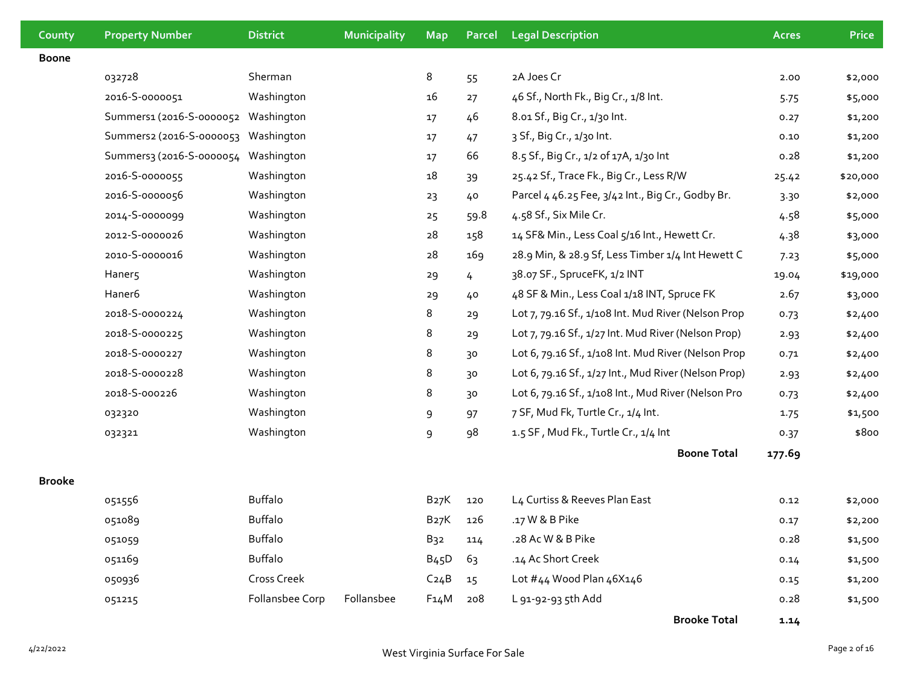| County | Property Number | District | Municipality | Map | Parcel | Legal Description | Acres | Price |
|---|---|---|---|---|---|---|---|---|
| **Boone** | | | | | | | | |
| | 032728 | Sherman | | 8 | 55 | 2A Joes Cr | 2.00 | $2,000 |
| | 2016-S-0000051 | Washington | | 16 | 27 | 46 Sf., North Fk., Big Cr., 1/8 Int. | 5.75 | $5,000 |
| | Summers1 (2016-S-0000052 | Washington | | 17 | 46 | 8.01 Sf., Big Cr., 1/30 Int. | 0.27 | $1,200 |
| | Summers2 (2016-S-0000053 | Washington | | 17 | 47 | 3 Sf., Big Cr., 1/30 Int. | 0.10 | $1,200 |
| | Summers3 (2016-S-0000054 | Washington | | 17 | 66 | 8.5 Sf., Big Cr., 1/2 of 17A, 1/30 Int | 0.28 | $1,200 |
| | 2016-S-0000055 | Washington | | 18 | 39 | 25.42 Sf., Trace Fk., Big Cr., Less R/W | 25.42 | $20,000 |
| | 2016-S-0000056 | Washington | | 23 | 40 | Parcel 4 46.25 Fee, 3/42 Int., Big Cr., Godby Br. | 3.30 | $2,000 |
| | 2014-S-0000099 | Washington | | 25 | 59.8 | 4.58 Sf., Six Mile Cr. | 4.58 | $5,000 |
| | 2012-S-0000026 | Washington | | 28 | 158 | 14 SF& Min., Less Coal 5/16 Int., Hewett Cr. | 4.38 | $3,000 |
| | 2010-S-0000016 | Washington | | 28 | 169 | 28.9 Min, & 28.9 Sf, Less Timber 1/4 Int Hewett C | 7.23 | $5,000 |
| | Haner5 | Washington | | 29 | 4 | 38.07 SF., SpruceFK, 1/2 INT | 19.04 | $19,000 |
| | Haner6 | Washington | | 29 | 40 | 48 SF & Min., Less Coal 1/18 INT, Spruce FK | 2.67 | $3,000 |
| | 2018-S-0000224 | Washington | | 8 | 29 | Lot 7, 79.16 Sf., 1/108 Int. Mud River (Nelson Prop | 0.73 | $2,400 |
| | 2018-S-0000225 | Washington | | 8 | 29 | Lot 7, 79.16 Sf., 1/27 Int. Mud River (Nelson Prop) | 2.93 | $2,400 |
| | 2018-S-0000227 | Washington | | 8 | 30 | Lot 6, 79.16 Sf., 1/108 Int. Mud River (Nelson Prop | 0.71 | $2,400 |
| | 2018-S-0000228 | Washington | | 8 | 30 | Lot 6, 79.16 Sf., 1/27 Int., Mud River (Nelson Prop) | 2.93 | $2,400 |
| | 2018-S-000226 | Washington | | 8 | 30 | Lot 6, 79.16 Sf., 1/108 Int., Mud River (Nelson Pro | 0.73 | $2,400 |
| | 032320 | Washington | | 9 | 97 | 7 SF, Mud Fk, Turtle Cr., 1/4 Int. | 1.75 | $1,500 |
| | 032321 | Washington | | 9 | 98 | 1.5 SF , Mud Fk., Turtle Cr., 1/4 Int | 0.37 | $800 |
| | | | | | | **Boone Total** | **177.69** | |
| **Brooke** | | | | | | | | |
| | 051556 | Buffalo | | B27K | 120 | L4 Curtiss & Reeves Plan East | 0.12 | $2,000 |
| | 051089 | Buffalo | | B27K | 126 | .17 W & B Pike | 0.17 | $2,200 |
| | 051059 | Buffalo | | B32 | 114 | .28 Ac W & B Pike | 0.28 | $1,500 |
| | 051169 | Buffalo | | B45D | 63 | .14 Ac Short Creek | 0.14 | $1,500 |
| | 050936 | Cross Creek | | C24B | 15 | Lot #44 Wood Plan 46X146 | 0.15 | $1,200 |
| | 051215 | Follansbee Corp | Follansbee | F14M | 208 | L 91-92-93 5th Add | 0.28 | $1,500 |
| | | | | | | **Brooke Total** | **1.14** | |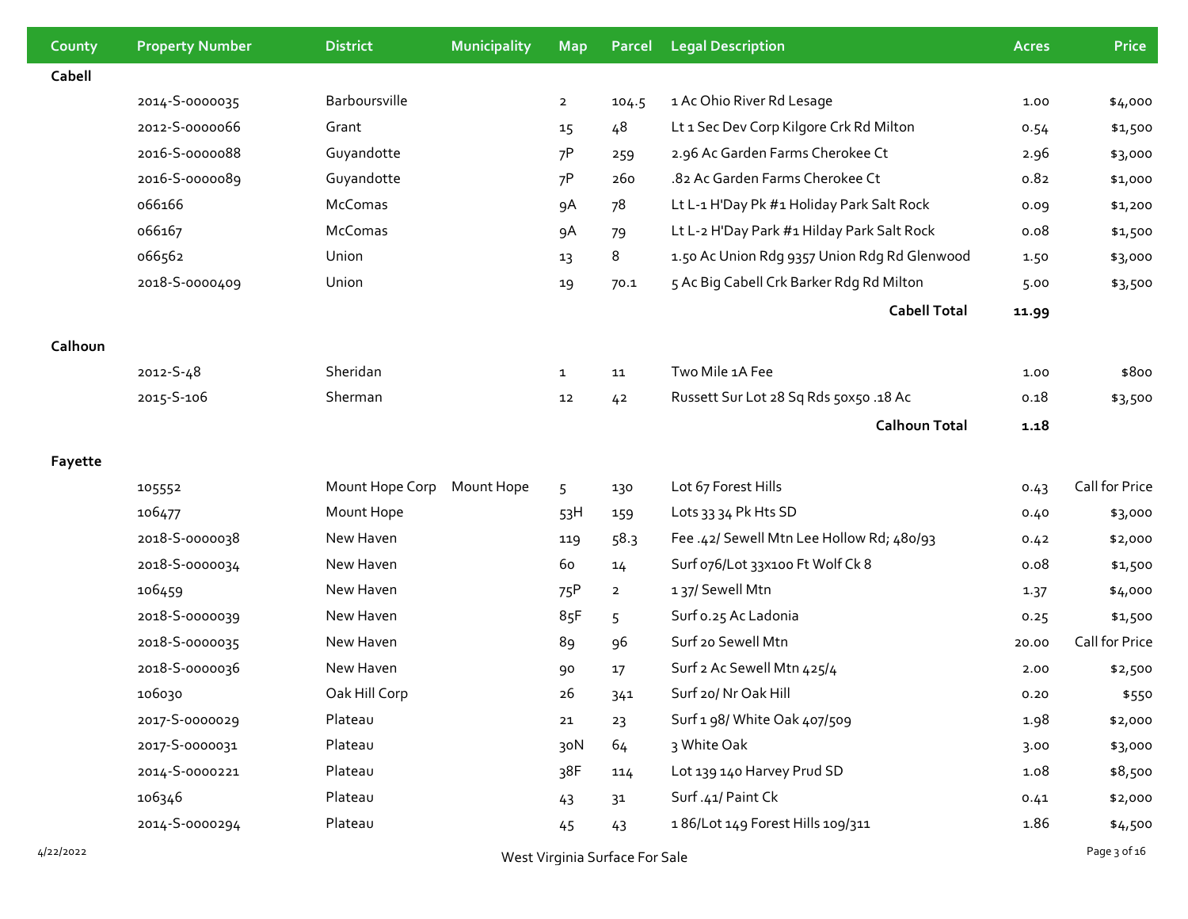| County | Property Number | District | Municipality | Map | Parcel | Legal Description | Acres | Price |
|---|---|---|---|---|---|---|---|---|
| **Cabell** | | | | | | | | |
| | 2014-S-0000035 | Barboursville | | 2 | 104.5 | 1 Ac Ohio River Rd Lesage | 1.00 | $4,000 |
| | 2012-S-0000066 | Grant | | 15 | 48 | Lt 1 Sec Dev Corp Kilgore Crk Rd Milton | 0.54 | $1,500 |
| | 2016-S-0000088 | Guyandotte | | 7P | 259 | 2.96 Ac Garden Farms Cherokee Ct | 2.96 | $3,000 |
| | 2016-S-0000089 | Guyandotte | | 7P | 260 | .82 Ac Garden Farms Cherokee Ct | 0.82 | $1,000 |
| | 066166 | McComas | | 9A | 78 | Lt L-1 H'Day Pk #1 Holiday Park Salt Rock | 0.09 | $1,200 |
| | 066167 | McComas | | 9A | 79 | Lt L-2 H'Day Park #1 Hilday Park Salt Rock | 0.08 | $1,500 |
| | 066562 | Union | | 13 | 8 | 1.50 Ac Union Rdg 9357 Union Rdg Rd Glenwood | 1.50 | $3,000 |
| | 2018-S-0000409 | Union | | 19 | 70.1 | 5 Ac Big Cabell Crk Barker Rdg Rd Milton | 5.00 | $3,500 |
| | | | | | | **Cabell Total** | **11.99** | |
| **Calhoun** | | | | | | | | |
| | 2012-S-48 | Sheridan | | 1 | 11 | Two Mile 1A Fee | 1.00 | $800 |
| | 2015-S-106 | Sherman | | 12 | 42 | Russett Sur Lot 28 Sq Rds 50x50 .18 Ac | 0.18 | $3,500 |
| | | | | | | **Calhoun Total** | **1.18** | |
| **Fayette** | | | | | | | | |
| | 105552 | Mount Hope Corp | Mount Hope | 5 | 130 | Lot 67 Forest Hills | 0.43 | Call for Price |
| | 106477 | Mount Hope | | 53H | 159 | Lots 33 34 Pk Hts SD | 0.40 | $3,000 |
| | 2018-S-0000038 | New Haven | | 119 | 58.3 | Fee .42/ Sewell Mtn Lee Hollow Rd; 480/93 | 0.42 | $2,000 |
| | 2018-S-0000034 | New Haven | | 60 | 14 | Surf 076/Lot 33x100 Ft Wolf Ck 8 | 0.08 | $1,500 |
| | 106459 | New Haven | | 75P | 2 | 1 37/ Sewell Mtn | 1.37 | $4,000 |
| | 2018-S-0000039 | New Haven | | 85F | 5 | Surf 0.25 Ac Ladonia | 0.25 | $1,500 |
| | 2018-S-0000035 | New Haven | | 89 | 96 | Surf 20 Sewell Mtn | 20.00 | Call for Price |
| | 2018-S-0000036 | New Haven | | 90 | 17 | Surf 2 Ac Sewell Mtn 425/4 | 2.00 | $2,500 |
| | 106030 | Oak Hill Corp | | 26 | 341 | Surf 20/ Nr Oak Hill | 0.20 | $550 |
| | 2017-S-0000029 | Plateau | | 21 | 23 | Surf 1 98/ White Oak 407/509 | 1.98 | $2,000 |
| | 2017-S-0000031 | Plateau | | 30N | 64 | 3 White Oak | 3.00 | $3,000 |
| | 2014-S-0000221 | Plateau | | 38F | 114 | Lot 139 140 Harvey Prud SD | 1.08 | $8,500 |
| | 106346 | Plateau | | 43 | 31 | Surf .41/ Paint Ck | 0.41 | $2,000 |
| | 2014-S-0000294 | Plateau | | 45 | 43 | 1 86/Lot 149 Forest Hills 109/311 | 1.86 | $4,500 |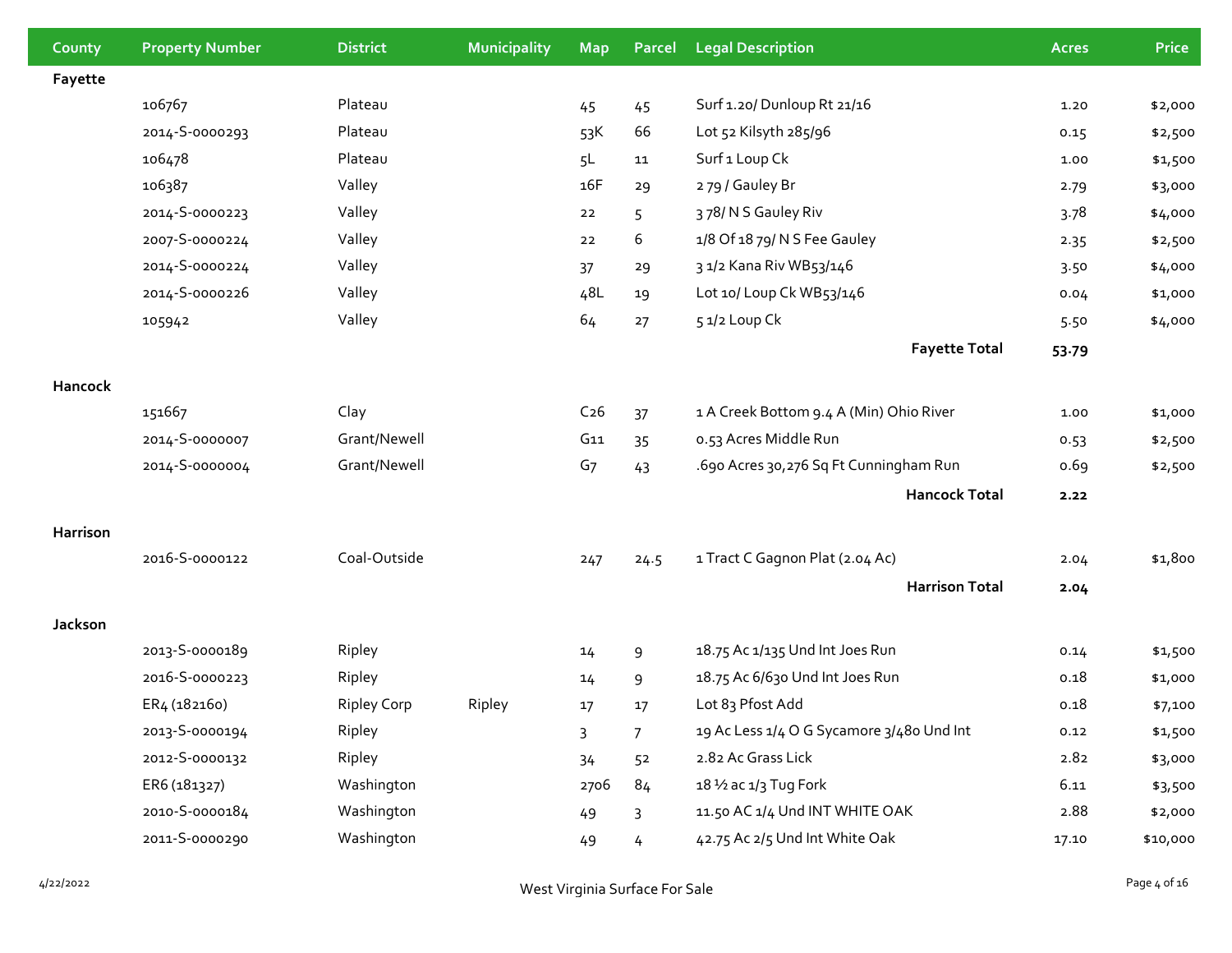| County | Property Number | District | Municipality | Map | Parcel | Legal Description | Acres | Price |
|---|---|---|---|---|---|---|---|---|
| **Fayette** | | | | | | | | |
| | 106767 | Plateau | | 45 | 45 | Surf 1.20/ Dunloup Rt 21/16 | 1.20 | $2,000 |
| | 2014-S-0000293 | Plateau | | 53K | 66 | Lot 52 Kilsyth 285/96 | 0.15 | $2,500 |
| | 106478 | Plateau | | 5L | 11 | Surf 1 Loup Ck | 1.00 | $1,500 |
| | 106387 | Valley | | 16F | 29 | 2 79 / Gauley Br | 2.79 | $3,000 |
| | 2014-S-0000223 | Valley | | 22 | 5 | 3 78/ N S Gauley Riv | 3.78 | $4,000 |
| | 2007-S-0000224 | Valley | | 22 | 6 | 1/8 Of 18 79/ N S Fee Gauley | 2.35 | $2,500 |
| | 2014-S-0000224 | Valley | | 37 | 29 | 3 1/2 Kana Riv WB53/146 | 3.50 | $4,000 |
| | 2014-S-0000226 | Valley | | 48L | 19 | Lot 10/ Loup Ck WB53/146 | 0.04 | $1,000 |
| | 105942 | Valley | | 64 | 27 | 5 1/2 Loup Ck | 5.50 | $4,000 |
| | | | | | | **Fayette Total** | **53.79** | |
| **Hancock** | | | | | | | | |
| | 151667 | Clay | | C26 | 37 | 1 A Creek Bottom 9.4 A (Min) Ohio River | 1.00 | $1,000 |
| | 2014-S-0000007 | Grant/Newell | | G11 | 35 | 0.53 Acres Middle Run | 0.53 | $2,500 |
| | 2014-S-0000004 | Grant/Newell | | G7 | 43 | .690 Acres 30,276 Sq Ft Cunningham Run | 0.69 | $2,500 |
| | | | | | | **Hancock Total** | **2.22** | |
| **Harrison** | | | | | | | | |
| | 2016-S-0000122 | Coal-Outside | | 247 | 24.5 | 1 Tract C Gagnon Plat (2.04 Ac) | 2.04 | $1,800 |
| | | | | | | **Harrison Total** | **2.04** | |
| **Jackson** | | | | | | | | |
| | 2013-S-0000189 | Ripley | | 14 | 9 | 18.75 Ac 1/135 Und Int Joes Run | 0.14 | $1,500 |
| | 2016-S-0000223 | Ripley | | 14 | 9 | 18.75 Ac 6/630 Und Int Joes Run | 0.18 | $1,000 |
| | ER4 (182160) | Ripley Corp | Ripley | 17 | 17 | Lot 83 Pfost Add | 0.18 | $7,100 |
| | 2013-S-0000194 | Ripley | | 3 | 7 | 19 Ac Less 1/4 O G Sycamore 3/480 Und Int | 0.12 | $1,500 |
| | 2012-S-0000132 | Ripley | | 34 | 52 | 2.82 Ac Grass Lick | 2.82 | $3,000 |
| | ER6 (181327) | Washington | | 2706 | 84 | 18 ½ ac 1/3 Tug Fork | 6.11 | $3,500 |
| | 2010-S-0000184 | Washington | | 49 | 3 | 11.50 AC 1/4 Und INT WHITE OAK | 2.88 | $2,000 |
| | 2011-S-0000290 | Washington | | 49 | 4 | 42.75 Ac 2/5 Und Int White Oak | 17.10 | $10,000 |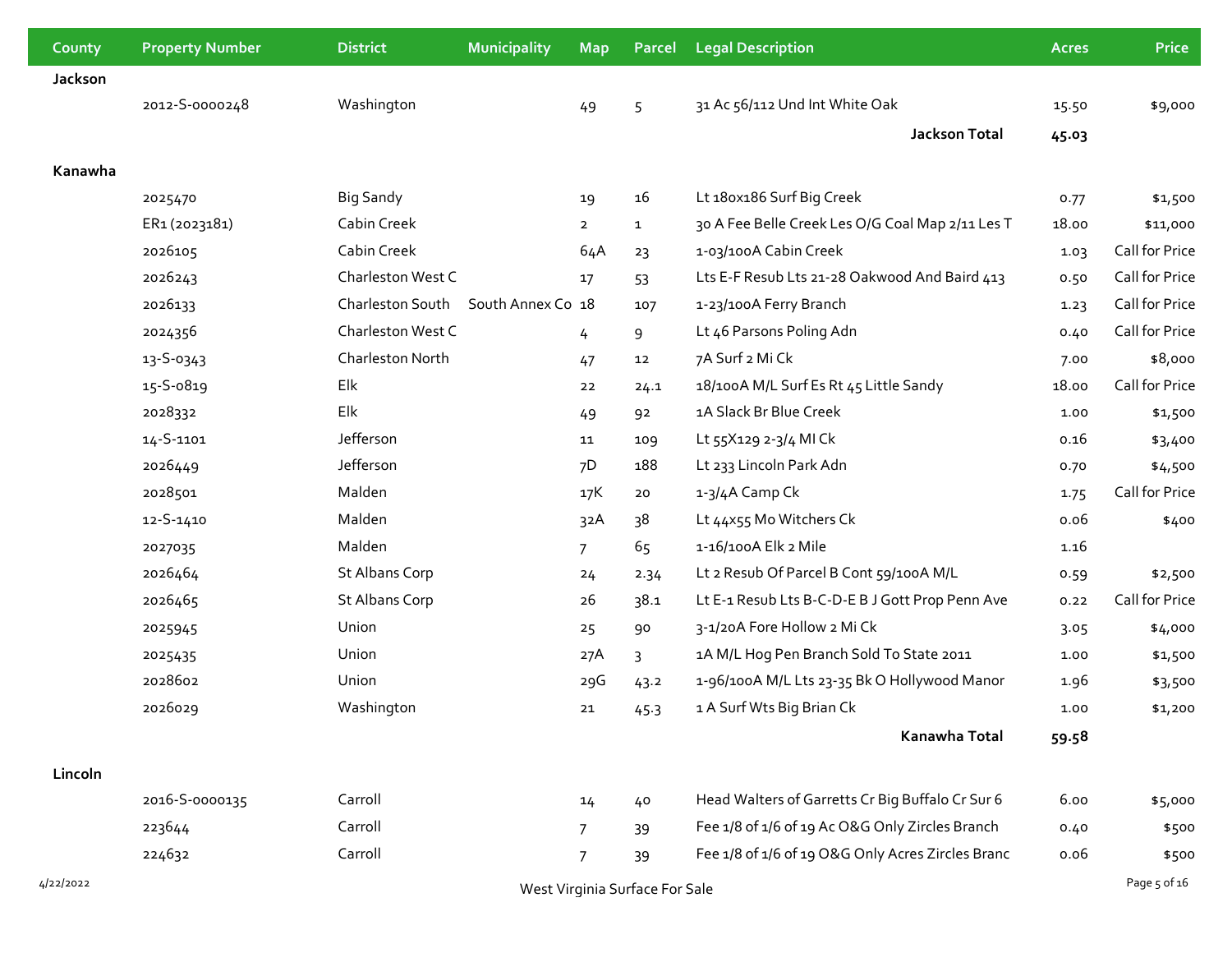| County | Property Number | District | Municipality | Map | Parcel | Legal Description | Acres | Price |
|---|---|---|---|---|---|---|---|---|
| **Jackson** | | | | | | | | |
| | 2012-S-0000248 | Washington | | 49 | 5 | 31 Ac 56/112 Und Int White Oak | 15.50 | $9,000 |
| | | | | | | **Jackson Total** | **45.03** | |
| **Kanawha** | | | | | | | | |
| | 2025470 | Big Sandy | | 19 | 16 | Lt 180x186 Surf Big Creek | 0.77 | $1,500 |
| | ER1 (2023181) | Cabin Creek | | 2 | 1 | 30 A Fee Belle Creek Les O/G Coal Map 2/11 Les T | 18.00 | $11,000 |
| | 2026105 | Cabin Creek | | 64A | 23 | 1-03/100A Cabin Creek | 1.03 | Call for Price |
| | 2026243 | Charleston West C | | 17 | 53 | Lts E-F Resub Lts 21-28 Oakwood And Baird 413 | 0.50 | Call for Price |
| | 2026133 | Charleston South | South Annex Co | 18 | 107 | 1-23/100A Ferry Branch | 1.23 | Call for Price |
| | 2024356 | Charleston West C | | 4 | 9 | Lt 46 Parsons Poling Adn | 0.40 | Call for Price |
| | 13-S-0343 | Charleston North | | 47 | 12 | 7A Surf 2 Mi Ck | 7.00 | $8,000 |
| | 15-S-0819 | Elk | | 22 | 24.1 | 18/100A M/L Surf Es Rt 45 Little Sandy | 18.00 | Call for Price |
| | 2028332 | Elk | | 49 | 92 | 1A Slack Br Blue Creek | 1.00 | $1,500 |
| | 14-S-1101 | Jefferson | | 11 | 109 | Lt 55X129 2-3/4 MI Ck | 0.16 | $3,400 |
| | 2026449 | Jefferson | | 7D | 188 | Lt 233 Lincoln Park Adn | 0.70 | $4,500 |
| | 2028501 | Malden | | 17K | 20 | 1-3/4A Camp Ck | 1.75 | Call for Price |
| | 12-S-1410 | Malden | | 32A | 38 | Lt 44x55 Mo Witchers Ck | 0.06 | $400 |
| | 2027035 | Malden | | 7 | 65 | 1-16/100A Elk 2 Mile | 1.16 | |
| | 2026464 | St Albans Corp | | 24 | 2.34 | Lt 2 Resub Of Parcel B Cont 59/100A M/L | 0.59 | $2,500 |
| | 2026465 | St Albans Corp | | 26 | 38.1 | Lt E-1 Resub Lts B-C-D-E B J Gott Prop Penn Ave | 0.22 | Call for Price |
| | 2025945 | Union | | 25 | 90 | 3-1/20A Fore Hollow 2 Mi Ck | 3.05 | $4,000 |
| | 2025435 | Union | | 27A | 3 | 1A M/L Hog Pen Branch Sold To State 2011 | 1.00 | $1,500 |
| | 2028602 | Union | | 29G | 43.2 | 1-96/100A M/L Lts 23-35 Bk O Hollywood Manor | 1.96 | $3,500 |
| | 2026029 | Washington | | 21 | 45.3 | 1 A Surf Wts Big Brian Ck | 1.00 | $1,200 |
| | | | | | | **Kanawha Total** | **59.58** | |
| **Lincoln** | | | | | | | | |
| | 2016-S-0000135 | Carroll | | 14 | 40 | Head Walters of Garretts Cr Big Buffalo Cr Sur 6 | 6.00 | $5,000 |
| | 223644 | Carroll | | 7 | 39 | Fee 1/8 of 1/6 of 19 Ac O&G Only Zircles Branch | 0.40 | $500 |
| | 224632 | Carroll | | 7 | 39 | Fee 1/8 of 1/6 of 19 O&G Only Acres Zircles Branc | 0.06 | $500 |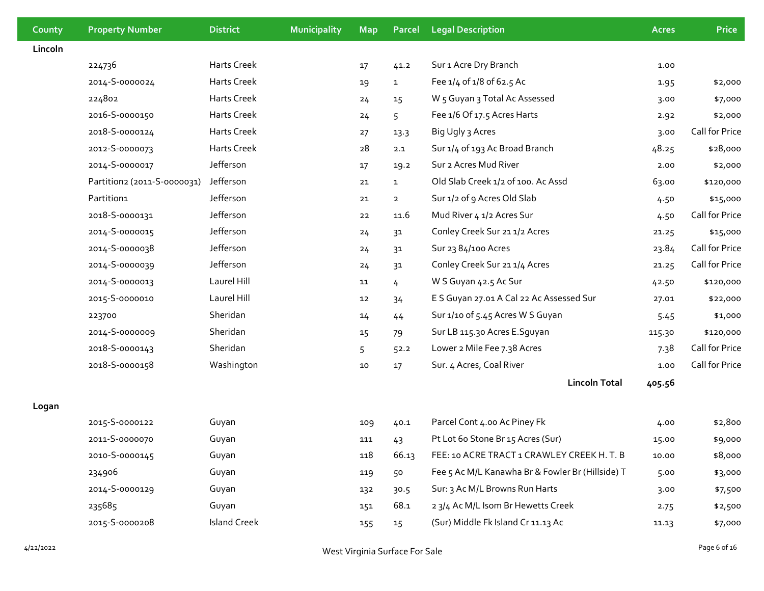| County | Property Number | District | Municipality | Map | Parcel | Legal Description | Acres | Price |
|---|---|---|---|---|---|---|---|---|
| **Lincoln** | | | | | | | | |
| | 224736 | Harts Creek | | 17 | 41.2 | Sur 1 Acre Dry Branch | 1.00 | |
| | 2014-S-0000024 | Harts Creek | | 19 | 1 | Fee 1/4 of 1/8 of 62.5 Ac | 1.95 | $2,000 |
| | 224802 | Harts Creek | | 24 | 15 | W 5 Guyan 3 Total Ac Assessed | 3.00 | $7,000 |
| | 2016-S-0000150 | Harts Creek | | 24 | 5 | Fee 1/6 Of 17.5 Acres Harts | 2.92 | $2,000 |
| | 2018-S-0000124 | Harts Creek | | 27 | 13.3 | Big Ugly 3 Acres | 3.00 | Call for Price |
| | 2012-S-0000073 | Harts Creek | | 28 | 2.1 | Sur 1/4 of 193 Ac Broad Branch | 48.25 | $28,000 |
| | 2014-S-0000017 | Jefferson | | 17 | 19.2 | Sur 2 Acres Mud River | 2.00 | $2,000 |
| | Partition2 (2011-S-0000031) | Jefferson | | 21 | 1 | Old Slab Creek 1/2 of 100. Ac Assd | 63.00 | $120,000 |
| | Partition1 | Jefferson | | 21 | 2 | Sur 1/2 of 9 Acres Old Slab | 4.50 | $15,000 |
| | 2018-S-0000131 | Jefferson | | 22 | 11.6 | Mud River 4 1/2 Acres Sur | 4.50 | Call for Price |
| | 2014-S-0000015 | Jefferson | | 24 | 31 | Conley Creek Sur 21 1/2 Acres | 21.25 | $15,000 |
| | 2014-S-0000038 | Jefferson | | 24 | 31 | Sur 23 84/100 Acres | 23.84 | Call for Price |
| | 2014-S-0000039 | Jefferson | | 24 | 31 | Conley Creek Sur 21 1/4 Acres | 21.25 | Call for Price |
| | 2014-S-0000013 | Laurel Hill | | 11 | 4 | W S Guyan 42.5 Ac Sur | 42.50 | $120,000 |
| | 2015-S-0000010 | Laurel Hill | | 12 | 34 | E S Guyan 27.01 A Cal 22 Ac Assessed Sur | 27.01 | $22,000 |
| | 223700 | Sheridan | | 14 | 44 | Sur 1/10 of 5.45 Acres W S Guyan | 5.45 | $1,000 |
| | 2014-S-0000009 | Sheridan | | 15 | 79 | Sur LB 115.30 Acres E.Sguyan | 115.30 | $120,000 |
| | 2018-S-0000143 | Sheridan | | 5 | 52.2 | Lower 2 Mile Fee 7.38 Acres | 7.38 | Call for Price |
| | 2018-S-0000158 | Washington | | 10 | 17 | Sur. 4 Acres, Coal River | 1.00 | Call for Price |
| | | | | | | **Lincoln Total** | **405.56** | |
| **Logan** | | | | | | | | |
| | 2015-S-0000122 | Guyan | | 109 | 40.1 | Parcel Cont 4.00 Ac Piney Fk | 4.00 | $2,800 |
| | 2011-S-0000070 | Guyan | | 111 | 43 | Pt Lot 60 Stone Br 15 Acres (Sur) | 15.00 | $9,000 |
| | 2010-S-0000145 | Guyan | | 118 | 66.13 | FEE: 10 ACRE TRACT 1 CRAWLEY CREEK H. T. B | 10.00 | $8,000 |
| | 234906 | Guyan | | 119 | 50 | Fee 5 Ac M/L Kanawha Br & Fowler Br (Hillside) T | 5.00 | $3,000 |
| | 2014-S-0000129 | Guyan | | 132 | 30.5 | Sur: 3 Ac M/L Browns Run Harts | 3.00 | $7,500 |
| | 235685 | Guyan | | 151 | 68.1 | 2 3/4 Ac M/L Isom Br Hewetts Creek | 2.75 | $2,500 |
| | 2015-S-0000208 | Island Creek | | 155 | 15 | (Sur) Middle Fk Island Cr 11.13 Ac | 11.13 | $7,000 |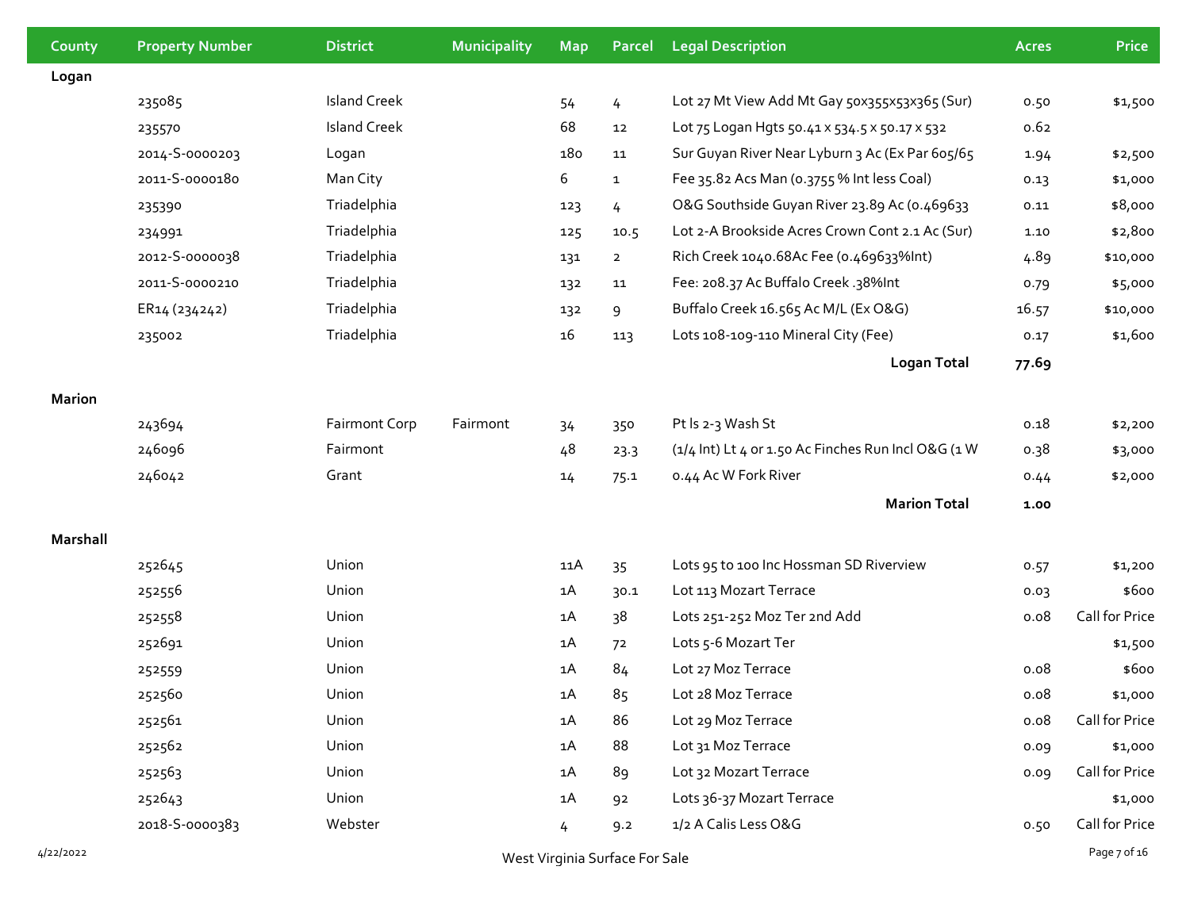| County | Property Number | District | Municipality | Map | Parcel | Legal Description | Acres | Price |
|---|---|---|---|---|---|---|---|---|
| **Logan** | | | | | | | | |
| | 235085 | Island Creek | | 54 | 4 | Lot 27 Mt View Add Mt Gay 50x355x53x365 (Sur) | 0.50 | $1,500 |
| | 235570 | Island Creek | | 68 | 12 | Lot 75 Logan Hgts 50.41 x 534.5 x 50.17 x 532 | 0.62 | |
| | 2014-S-0000203 | Logan | | 180 | 11 | Sur Guyan River Near Lyburn 3 Ac (Ex Par 605/65 | 1.94 | $2,500 |
| | 2011-S-0000180 | Man City | | 6 | 1 | Fee 35.82 Acs Man (0.3755 % Int less Coal) | 0.13 | $1,000 |
| | 235390 | Triadelphia | | 123 | 4 | O&G Southside Guyan River 23.89 Ac (0.469633 | 0.11 | $8,000 |
| | 234991 | Triadelphia | | 125 | 10.5 | Lot 2-A Brookside Acres Crown Cont 2.1 Ac (Sur) | 1.10 | $2,800 |
| | 2012-S-0000038 | Triadelphia | | 131 | 2 | Rich Creek 1040.68Ac Fee (0.469633%Int) | 4.89 | $10,000 |
| | 2011-S-0000210 | Triadelphia | | 132 | 11 | Fee: 208.37 Ac Buffalo Creek .38%Int | 0.79 | $5,000 |
| | ER14 (234242) | Triadelphia | | 132 | 9 | Buffalo Creek 16.565 Ac M/L (Ex O&G) | 16.57 | $10,000 |
| | 235002 | Triadelphia | | 16 | 113 | Lots 108-109-110 Mineral City (Fee) | 0.17 | $1,600 |
| | | | | | | **Logan Total** | **77.69** | |
| **Marion** | | | | | | | | |
| | 243694 | Fairmont Corp | Fairmont | 34 | 350 | Pt ls 2-3 Wash St | 0.18 | $2,200 |
| | 246096 | Fairmont | | 48 | 23.3 | (1/4 Int) Lt 4 or 1.50 Ac Finches Run Incl O&G (1 W | 0.38 | $3,000 |
| | 246042 | Grant | | 14 | 75.1 | 0.44 Ac W Fork River | 0.44 | $2,000 |
| | | | | | | **Marion Total** | **1.00** | |
| **Marshall** | | | | | | | | |
| | 252645 | Union | | 11A | 35 | Lots 95 to 100 Inc Hossman SD Riverview | 0.57 | $1,200 |
| | 252556 | Union | | 1A | 30.1 | Lot 113 Mozart Terrace | 0.03 | $600 |
| | 252558 | Union | | 1A | 38 | Lots 251-252 Moz Ter 2nd Add | 0.08 | Call for Price |
| | 252691 | Union | | 1A | 72 | Lots 5-6 Mozart Ter | | $1,500 |
| | 252559 | Union | | 1A | 84 | Lot 27 Moz Terrace | 0.08 | $600 |
| | 252560 | Union | | 1A | 85 | Lot 28 Moz Terrace | 0.08 | $1,000 |
| | 252561 | Union | | 1A | 86 | Lot 29 Moz Terrace | 0.08 | Call for Price |
| | 252562 | Union | | 1A | 88 | Lot 31 Moz Terrace | 0.09 | $1,000 |
| | 252563 | Union | | 1A | 89 | Lot 32 Mozart Terrace | 0.09 | Call for Price |
| | 252643 | Union | | 1A | 92 | Lots 36-37 Mozart Terrace | | $1,000 |
| | 2018-S-0000383 | Webster | | 4 | 9.2 | 1/2 A Calis Less O&G | 0.50 | Call for Price |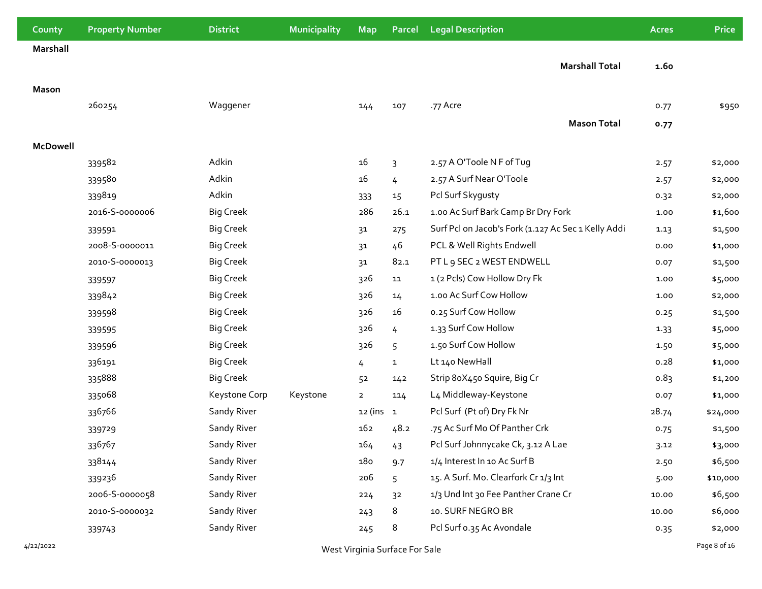| County | Property Number | District | Municipality | Map | Parcel | Legal Description | Acres | Price |
|---|---|---|---|---|---|---|---|---|
| **Marshall** | | | | | | | | |
| | | | | | | **Marshall Total** | **1.60** | |
| **Mason** | | | | | | | | |
| | 260254 | Waggener | | 144 | 107 | .77 Acre | 0.77 | $950 |
| | | | | | | **Mason Total** | **0.77** | |
| **McDowell** | | | | | | | | |
| | 339582 | Adkin | | 16 | 3 | 2.57 A O'Toole N F of Tug | 2.57 | $2,000 |
| | 339580 | Adkin | | 16 | 4 | 2.57 A Surf Near O'Toole | 2.57 | $2,000 |
| | 339819 | Adkin | | 333 | 15 | Pcl Surf Skygusty | 0.32 | $2,000 |
| | 2016-S-0000006 | Big Creek | | 286 | 26.1 | 1.00 Ac Surf Bark Camp Br Dry Fork | 1.00 | $1,600 |
| | 339591 | Big Creek | | 31 | 275 | Surf Pcl on Jacob's Fork (1.127 Ac Sec 1 Kelly Addi | 1.13 | $1,500 |
| | 2008-S-0000011 | Big Creek | | 31 | 46 | PCL & Well Rights Endwell | 0.00 | $1,000 |
| | 2010-S-0000013 | Big Creek | | 31 | 82.1 | PT L 9 SEC 2 WEST ENDWELL | 0.07 | $1,500 |
| | 339597 | Big Creek | | 326 | 11 | 1 (2 Pcls) Cow Hollow Dry Fk | 1.00 | $5,000 |
| | 339842 | Big Creek | | 326 | 14 | 1.00 Ac Surf Cow Hollow | 1.00 | $2,000 |
| | 339598 | Big Creek | | 326 | 16 | 0.25 Surf Cow Hollow | 0.25 | $1,500 |
| | 339595 | Big Creek | | 326 | 4 | 1.33 Surf Cow Hollow | 1.33 | $5,000 |
| | 339596 | Big Creek | | 326 | 5 | 1.50 Surf Cow Hollow | 1.50 | $5,000 |
| | 336191 | Big Creek | | 4 | 1 | Lt 140 NewHall | 0.28 | $1,000 |
| | 335888 | Big Creek | | 52 | 142 | Strip 80X450 Squire, Big Cr | 0.83 | $1,200 |
| | 335068 | Keystone Corp | Keystone | 2 | 114 | L4 Middleway-Keystone | 0.07 | $1,000 |
| | 336766 | Sandy River | | 12 (ins | 1 | Pcl Surf (Pt of) Dry Fk Nr | 28.74 | $24,000 |
| | 339729 | Sandy River | | 162 | 48.2 | .75 Ac Surf Mo Of Panther Crk | 0.75 | $1,500 |
| | 336767 | Sandy River | | 164 | 43 | Pcl Surf Johnnycake Ck, 3.12 A Lae | 3.12 | $3,000 |
| | 338144 | Sandy River | | 180 | 9.7 | 1/4 Interest In 10 Ac Surf B | 2.50 | $6,500 |
| | 339236 | Sandy River | | 206 | 5 | 15. A Surf. Mo. Clearfork Cr 1/3 Int | 5.00 | $10,000 |
| | 2006-S-0000058 | Sandy River | | 224 | 32 | 1/3 Und Int 30 Fee Panther Crane Cr | 10.00 | $6,500 |
| | 2010-S-0000032 | Sandy River | | 243 | 8 | 10. SURF NEGRO BR | 10.00 | $6,000 |
| | 339743 | Sandy River | | 245 | 8 | Pcl Surf 0.35 Ac Avondale | 0.35 | $2,000 |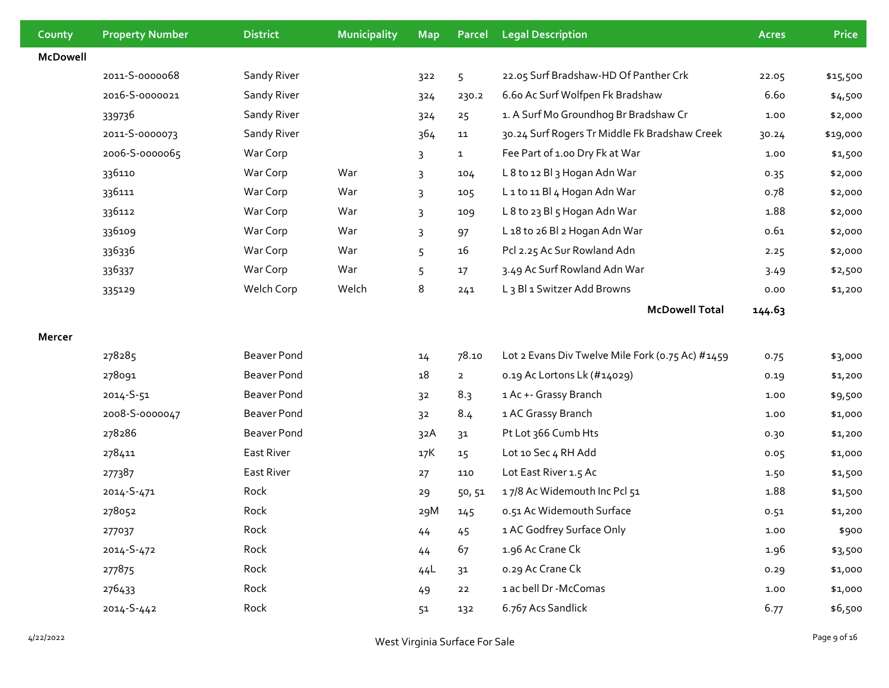| County | Property Number | District | Municipality | Map | Parcel | Legal Description | Acres | Price |
|---|---|---|---|---|---|---|---|---|
| **McDowell** | | | | | | | | |
| | 2011-S-0000068 | Sandy River | | 322 | 5 | 22.05 Surf Bradshaw-HD Of Panther Crk | 22.05 | $15,500 |
| | 2016-S-0000021 | Sandy River | | 324 | 230.2 | 6.60 Ac Surf Wolfpen Fk Bradshaw | 6.60 | $4,500 |
| | 339736 | Sandy River | | 324 | 25 | 1. A Surf Mo Groundhog Br Bradshaw Cr | 1.00 | $2,000 |
| | 2011-S-0000073 | Sandy River | | 364 | 11 | 30.24 Surf Rogers Tr Middle Fk Bradshaw Creek | 30.24 | $19,000 |
| | 2006-S-0000065 | War Corp | | 3 | 1 | Fee Part of 1.00 Dry Fk at War | 1.00 | $1,500 |
| | 336110 | War Corp | War | 3 | 104 | L 8 to 12 Bl 3 Hogan Adn War | 0.35 | $2,000 |
| | 336111 | War Corp | War | 3 | 105 | L 1 to 11 Bl 4 Hogan Adn War | 0.78 | $2,000 |
| | 336112 | War Corp | War | 3 | 109 | L 8 to 23 Bl 5 Hogan Adn War | 1.88 | $2,000 |
| | 336109 | War Corp | War | 3 | 97 | L 18 to 26 Bl 2 Hogan Adn War | 0.61 | $2,000 |
| | 336336 | War Corp | War | 5 | 16 | Pcl 2.25 Ac Sur Rowland Adn | 2.25 | $2,000 |
| | 336337 | War Corp | War | 5 | 17 | 3.49 Ac Surf Rowland Adn War | 3.49 | $2,500 |
| | 335129 | Welch Corp | Welch | 8 | 241 | L 3 Bl 1 Switzer Add Browns | 0.00 | $1,200 |
| | | | | | | **McDowell Total** | **144.63** | |
| **Mercer** | | | | | | | | |
| | 278285 | Beaver Pond | | 14 | 78.10 | Lot 2 Evans Div Twelve Mile Fork (0.75 Ac) #1459 | 0.75 | $3,000 |
| | 278091 | Beaver Pond | | 18 | 2 | 0.19 Ac Lortons Lk (#14029) | 0.19 | $1,200 |
| | 2014-S-51 | Beaver Pond | | 32 | 8.3 | 1 Ac +- Grassy Branch | 1.00 | $9,500 |
| | 2008-S-0000047 | Beaver Pond | | 32 | 8.4 | 1 AC Grassy Branch | 1.00 | $1,000 |
| | 278286 | Beaver Pond | | 32A | 31 | Pt Lot 366 Cumb Hts | 0.30 | $1,200 |
| | 278411 | East River | | 17K | 15 | Lot 10 Sec 4 RH Add | 0.05 | $1,000 |
| | 277387 | East River | | 27 | 110 | Lot East River 1.5 Ac | 1.50 | $1,500 |
| | 2014-S-471 | Rock | | 29 | 50, 51 | 1 7/8 Ac Widemouth Inc Pcl 51 | 1.88 | $1,500 |
| | 278052 | Rock | | 29M | 145 | 0.51 Ac Widemouth Surface | 0.51 | $1,200 |
| | 277037 | Rock | | 44 | 45 | 1 AC Godfrey Surface Only | 1.00 | $900 |
| | 2014-S-472 | Rock | | 44 | 67 | 1.96 Ac Crane Ck | 1.96 | $3,500 |
| | 277875 | Rock | | 44L | 31 | 0.29 Ac Crane Ck | 0.29 | $1,000 |
| | 276433 | Rock | | 49 | 22 | 1 ac bell Dr -McComas | 1.00 | $1,000 |
| | 2014-S-442 | Rock | | 51 | 132 | 6.767 Acs Sandlick | 6.77 | $6,500 |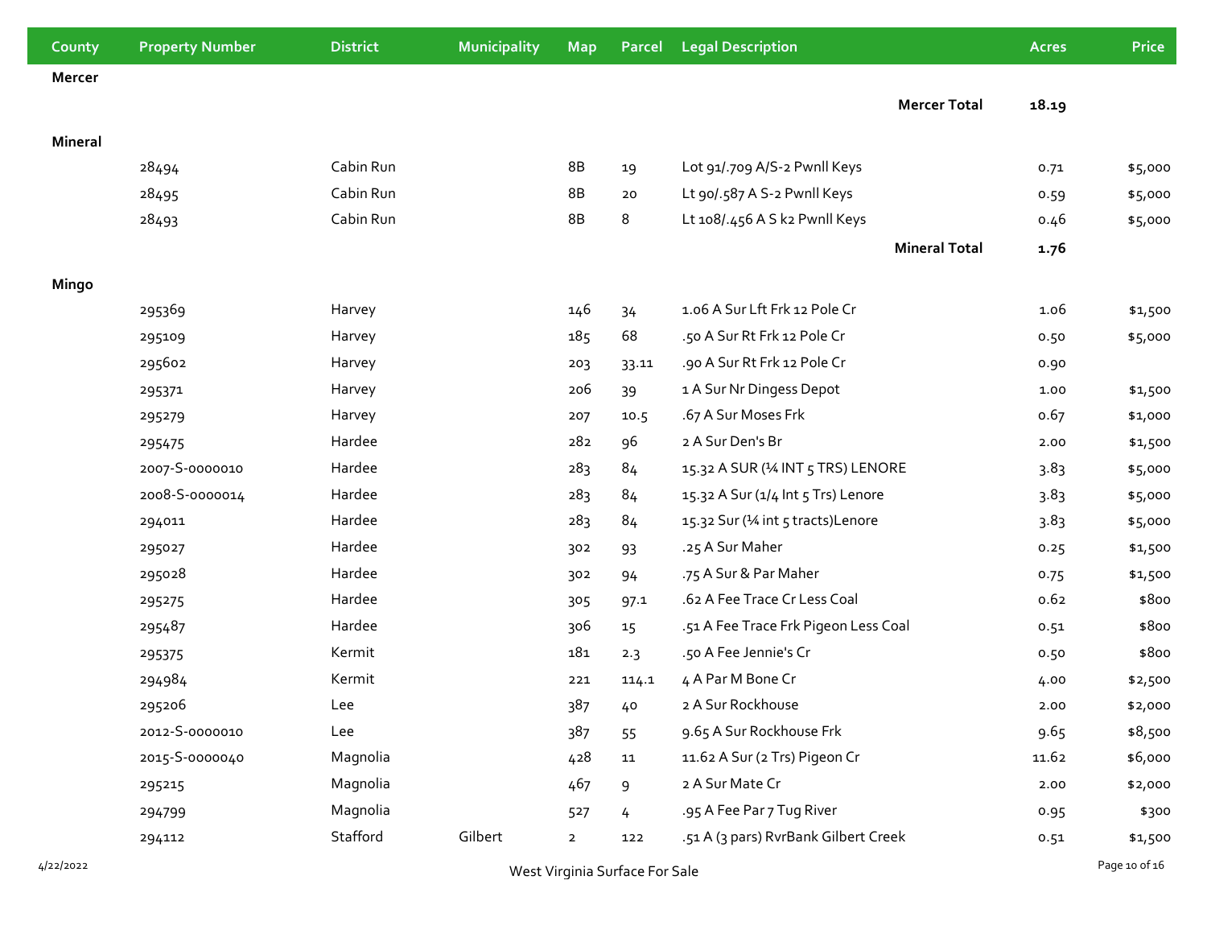| County | Property Number | District | Municipality | Map | Parcel | Legal Description | Acres | Price |
|---|---|---|---|---|---|---|---|---|
| **Mercer** | | | | | | | | |
| | | | | | | **Mercer Total** | **18.19** | |
| **Mineral** | | | | | | | | |
| | 28494 | Cabin Run | | 8B | 19 | Lot 91/.709 A/S-2 Pwnll Keys | 0.71 | $5,000 |
| | 28495 | Cabin Run | | 8B | 20 | Lt 90/.587 A S-2 Pwnll Keys | 0.59 | $5,000 |
| | 28493 | Cabin Run | | 8B | 8 | Lt 108/.456 A S k2 Pwnll Keys | 0.46 | $5,000 |
| | | | | | | **Mineral Total** | **1.76** | |
| **Mingo** | | | | | | | | |
| | 295369 | Harvey | | 146 | 34 | 1.06 A Sur Lft Frk 12 Pole Cr | 1.06 | $1,500 |
| | 295109 | Harvey | | 185 | 68 | .50 A Sur Rt Frk 12 Pole Cr | 0.50 | $5,000 |
| | 295602 | Harvey | | 203 | 33.11 | .90 A Sur Rt Frk 12 Pole Cr | 0.90 | |
| | 295371 | Harvey | | 206 | 39 | 1 A Sur Nr Dingess Depot | 1.00 | $1,500 |
| | 295279 | Harvey | | 207 | 10.5 | .67 A Sur Moses Frk | 0.67 | $1,000 |
| | 295475 | Hardee | | 282 | 96 | 2 A Sur Den's Br | 2.00 | $1,500 |
| | 2007-S-0000010 | Hardee | | 283 | 84 | 15.32 A SUR (¼ INT 5 TRS) LENORE | 3.83 | $5,000 |
| | 2008-S-0000014 | Hardee | | 283 | 84 | 15.32 A Sur (1/4 Int 5 Trs) Lenore | 3.83 | $5,000 |
| | 294011 | Hardee | | 283 | 84 | 15.32 Sur (¼ int 5 tracts)Lenore | 3.83 | $5,000 |
| | 295027 | Hardee | | 302 | 93 | .25 A Sur Maher | 0.25 | $1,500 |
| | 295028 | Hardee | | 302 | 94 | .75 A Sur & Par Maher | 0.75 | $1,500 |
| | 295275 | Hardee | | 305 | 97.1 | .62 A Fee Trace Cr Less Coal | 0.62 | $800 |
| | 295487 | Hardee | | 306 | 15 | .51 A Fee Trace Frk Pigeon Less Coal | 0.51 | $800 |
| | 295375 | Kermit | | 181 | 2.3 | .50 A Fee Jennie's Cr | 0.50 | $800 |
| | 294984 | Kermit | | 221 | 114.1 | 4 A Par M Bone Cr | 4.00 | $2,500 |
| | 295206 | Lee | | 387 | 40 | 2 A Sur Rockhouse | 2.00 | $2,000 |
| | 2012-S-0000010 | Lee | | 387 | 55 | 9.65 A Sur Rockhouse Frk | 9.65 | $8,500 |
| | 2015-S-0000040 | Magnolia | | 428 | 11 | 11.62 A Sur (2 Trs) Pigeon Cr | 11.62 | $6,000 |
| | 295215 | Magnolia | | 467 | 9 | 2 A Sur Mate Cr | 2.00 | $2,000 |
| | 294799 | Magnolia | | 527 | 4 | .95 A Fee Par 7 Tug River | 0.95 | $300 |
| | 294112 | Stafford | Gilbert | 2 | 122 | .51 A (3 pars) RvrBank Gilbert Creek | 0.51 | $1,500 |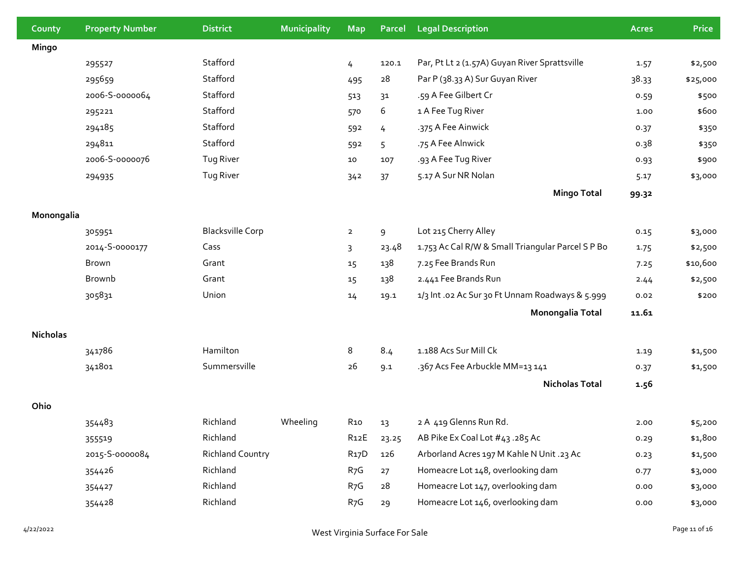| County | Property Number | District | Municipality | Map | Parcel | Legal Description | Acres | Price |
|---|---|---|---|---|---|---|---|---|
| **Mingo** | | | | | | | | |
| | 295527 | Stafford | | 4 | 120.1 | Par, Pt Lt 2 (1.57A) Guyan River Sprattsville | 1.57 | $2,500 |
| | 295659 | Stafford | | 495 | 28 | Par P (38.33 A) Sur Guyan River | 38.33 | $25,000 |
| | 2006-S-0000064 | Stafford | | 513 | 31 | .59 A Fee Gilbert Cr | 0.59 | $500 |
| | 295221 | Stafford | | 570 | 6 | 1 A Fee Tug River | 1.00 | $600 |
| | 294185 | Stafford | | 592 | 4 | .375 A Fee Ainwick | 0.37 | $350 |
| | 294811 | Stafford | | 592 | 5 | .75 A Fee Alnwick | 0.38 | $350 |
| | 2006-S-0000076 | Tug River | | 10 | 107 | .93 A Fee Tug River | 0.93 | $900 |
| | 294935 | Tug River | | 342 | 37 | 5.17 A Sur NR Nolan | 5.17 | $3,000 |
| | | | | | | **Mingo Total** | **99.32** | |
| **Monongalia** | | | | | | | | |
| | 305951 | Blacksville Corp | | 2 | 9 | Lot 215 Cherry Alley | 0.15 | $3,000 |
| | 2014-S-0000177 | Cass | | 3 | 23.48 | 1.753 Ac Cal R/W & Small Triangular Parcel S P Bo | 1.75 | $2,500 |
| | Brown | Grant | | 15 | 138 | 7.25 Fee Brands Run | 7.25 | $10,600 |
| | Brownb | Grant | | 15 | 138 | 2.441 Fee Brands Run | 2.44 | $2,500 |
| | 305831 | Union | | 14 | 19.1 | 1/3 Int .02 Ac Sur 30 Ft Unnam Roadways & 5.999 | 0.02 | $200 |
| | | | | | | **Monongalia Total** | **11.61** | |
| **Nicholas** | | | | | | | | |
| | 341786 | Hamilton | | 8 | 8.4 | 1.188 Acs Sur Mill Ck | 1.19 | $1,500 |
| | 341801 | Summersville | | 26 | 9.1 | .367 Acs Fee Arbuckle MM=13 141 | 0.37 | $1,500 |
| | | | | | | **Nicholas Total** | **1.56** | |
| **Ohio** | | | | | | | | |
| | 354483 | Richland | Wheeling | R10 | 13 | 2 A 419 Glenns Run Rd. | 2.00 | $5,200 |
| | 355519 | Richland | | R12E | 23.25 | AB Pike Ex Coal Lot #43 .285 Ac | 0.29 | $1,800 |
| | 2015-S-0000084 | Richland Country | | R17D | 126 | Arborland Acres 197 M Kahle N Unit .23 Ac | 0.23 | $1,500 |
| | 354426 | Richland | | R7G | 27 | Homeacre Lot 148, overlooking dam | 0.77 | $3,000 |
| | 354427 | Richland | | R7G | 28 | Homeacre Lot 147, overlooking dam | 0.00 | $3,000 |
| | 354428 | Richland | | R7G | 29 | Homeacre Lot 146, overlooking dam | 0.00 | $3,000 |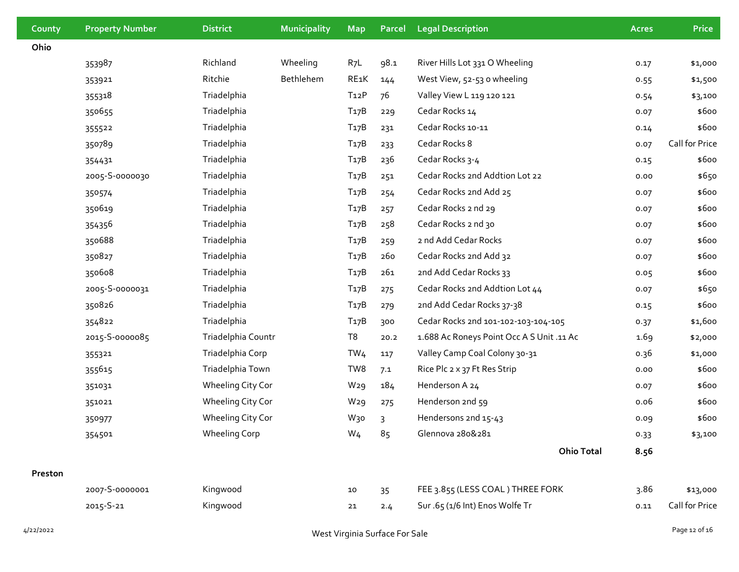| County | Property Number | District | Municipality | Map | Parcel | Legal Description | Acres | Price |
|---|---|---|---|---|---|---|---|---|
| **Ohio** | | | | | | | | |
| | 353987 | Richland | Wheeling | R7L | 98.1 | River Hills Lot 331 O Wheeling | 0.17 | $1,000 |
| | 353921 | Ritchie | Bethlehem | RE1K | 144 | West View, 52-53 o wheeling | 0.55 | $1,500 |
| | 355318 | Triadelphia | | T12P | 76 | Valley View L 119 120 121 | 0.54 | $3,100 |
| | 350655 | Triadelphia | | T17B | 229 | Cedar Rocks 14 | 0.07 | $600 |
| | 355522 | Triadelphia | | T17B | 231 | Cedar Rocks 10-11 | 0.14 | $600 |
| | 350789 | Triadelphia | | T17B | 233 | Cedar Rocks 8 | 0.07 | Call for Price |
| | 354431 | Triadelphia | | T17B | 236 | Cedar Rocks 3-4 | 0.15 | $600 |
| | 2005-S-0000030 | Triadelphia | | T17B | 251 | Cedar Rocks 2nd Addtion Lot 22 | 0.00 | $650 |
| | 350574 | Triadelphia | | T17B | 254 | Cedar Rocks 2nd Add 25 | 0.07 | $600 |
| | 350619 | Triadelphia | | T17B | 257 | Cedar Rocks 2 nd 29 | 0.07 | $600 |
| | 354356 | Triadelphia | | T17B | 258 | Cedar Rocks 2 nd 30 | 0.07 | $600 |
| | 350688 | Triadelphia | | T17B | 259 | 2 nd Add Cedar Rocks | 0.07 | $600 |
| | 350827 | Triadelphia | | T17B | 260 | Cedar Rocks 2nd Add 32 | 0.07 | $600 |
| | 350608 | Triadelphia | | T17B | 261 | 2nd Add Cedar Rocks 33 | 0.05 | $600 |
| | 2005-S-0000031 | Triadelphia | | T17B | 275 | Cedar Rocks 2nd Addtion Lot 44 | 0.07 | $650 |
| | 350826 | Triadelphia | | T17B | 279 | 2nd Add Cedar Rocks 37-38 | 0.15 | $600 |
| | 354822 | Triadelphia | | T17B | 300 | Cedar Rocks 2nd 101-102-103-104-105 | 0.37 | $1,600 |
| | 2015-S-0000085 | Triadelphia Countr | | T8 | 20.2 | 1.688 Ac Roneys Point Occ A S Unit .11 Ac | 1.69 | $2,000 |
| | 355321 | Triadelphia Corp | | TW4 | 117 | Valley Camp Coal Colony 30-31 | 0.36 | $1,000 |
| | 355615 | Triadelphia Town | | TW8 | 7.1 | Rice Plc 2 x 37 Ft Res Strip | 0.00 | $600 |
| | 351031 | Wheeling City Cor | | W29 | 184 | Henderson A 24 | 0.07 | $600 |
| | 351021 | Wheeling City Cor | | W29 | 275 | Henderson 2nd 59 | 0.06 | $600 |
| | 350977 | Wheeling City Cor | | W30 | 3 | Hendersons 2nd 15-43 | 0.09 | $600 |
| | 354501 | Wheeling Corp | | W4 | 85 | Glennova 280&281 | 0.33 | $3,100 |
| | | | | | | **Ohio Total** | **8.56** | |
| **Preston** | | | | | | | | |
| | 2007-S-0000001 | Kingwood | | 10 | 35 | FEE 3.855 (LESS COAL ) THREE FORK | 3.86 | $13,000 |
| | 2015-S-21 | Kingwood | | 21 | 2.4 | Sur .65 (1/6 Int) Enos Wolfe Tr | 0.11 | Call for Price |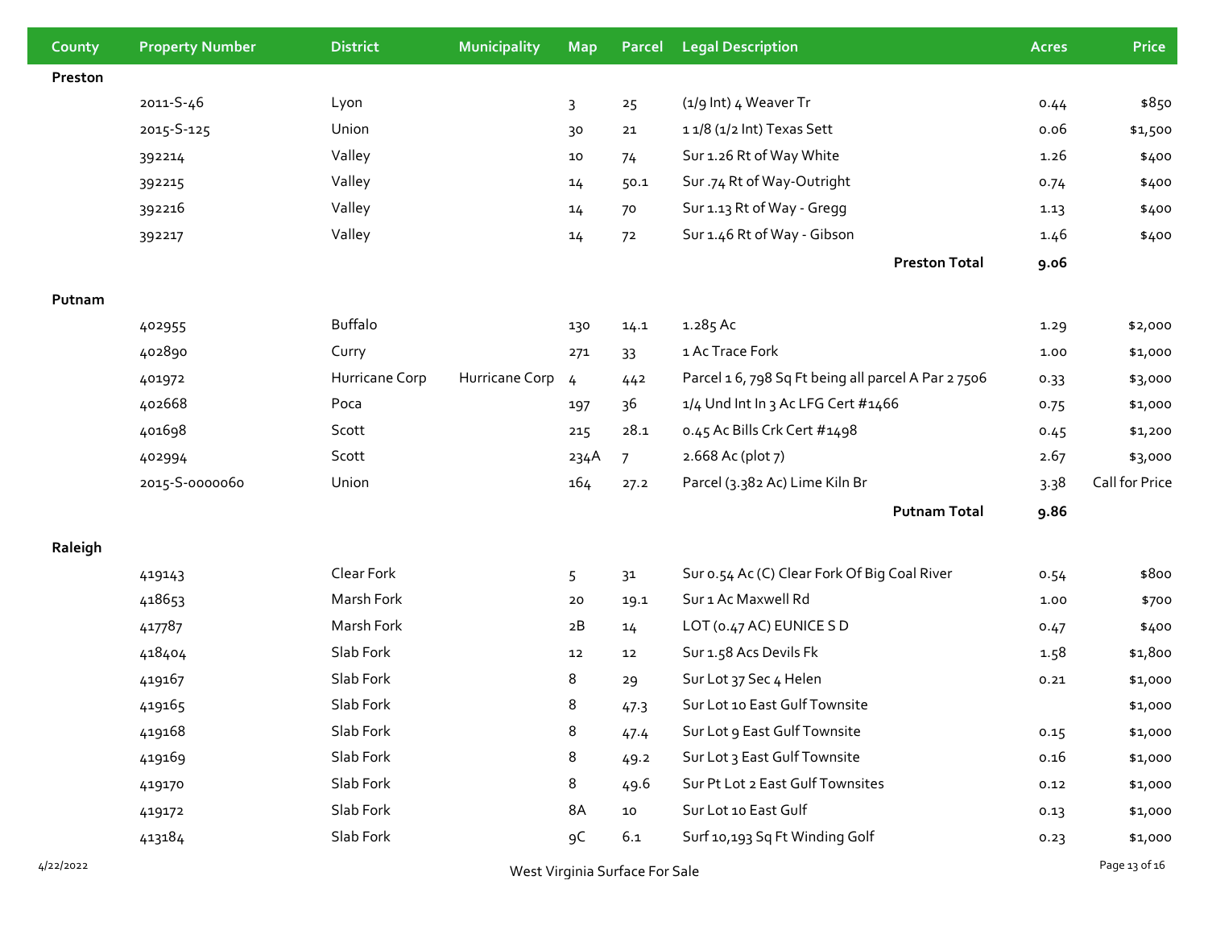| County | Property Number | District | Municipality | Map | Parcel | Legal Description | Acres | Price |
|---|---|---|---|---|---|---|---|---|
| **Preston** | | | | | | | | |
| | 2011-S-46 | Lyon | | 3 | 25 | (1/9 Int) 4 Weaver Tr | 0.44 | $850 |
| | 2015-S-125 | Union | | 30 | 21 | 1 1/8 (1/2 Int) Texas Sett | 0.06 | $1,500 |
| | 392214 | Valley | | 10 | 74 | Sur 1.26 Rt of Way White | 1.26 | $400 |
| | 392215 | Valley | | 14 | 50.1 | Sur .74 Rt of Way-Outright | 0.74 | $400 |
| | 392216 | Valley | | 14 | 70 | Sur 1.13 Rt of Way - Gregg | 1.13 | $400 |
| | 392217 | Valley | | 14 | 72 | Sur 1.46 Rt of Way - Gibson | 1.46 | $400 |
| | | | | | | **Preston Total** | **9.06** | |
| **Putnam** | | | | | | | | |
| | 402955 | Buffalo | | 130 | 14.1 | 1.285 Ac | 1.29 | $2,000 |
| | 402890 | Curry | | 271 | 33 | 1 Ac Trace Fork | 1.00 | $1,000 |
| | 401972 | Hurricane Corp | Hurricane Corp | 4 | 442 | Parcel 1 6, 798 Sq Ft being all parcel A Par 2 7506 | 0.33 | $3,000 |
| | 402668 | Poca | | 197 | 36 | 1/4 Und Int In 3 Ac LFG Cert #1466 | 0.75 | $1,000 |
| | 401698 | Scott | | 215 | 28.1 | 0.45 Ac Bills Crk Cert #1498 | 0.45 | $1,200 |
| | 402994 | Scott | | 234A | 7 | 2.668 Ac (plot 7) | 2.67 | $3,000 |
| | 2015-S-0000060 | Union | | 164 | 27.2 | Parcel (3.382 Ac) Lime Kiln Br | 3.38 | Call for Price |
| | | | | | | **Putnam Total** | **9.86** | |
| **Raleigh** | | | | | | | | |
| | 419143 | Clear Fork | | 5 | 31 | Sur 0.54 Ac (C) Clear Fork Of Big Coal River | 0.54 | $800 |
| | 418653 | Marsh Fork | | 20 | 19.1 | Sur 1 Ac Maxwell Rd | 1.00 | $700 |
| | 417787 | Marsh Fork | | 2B | 14 | LOT (0.47 AC) EUNICE S D | 0.47 | $400 |
| | 418404 | Slab Fork | | 12 | 12 | Sur 1.58 Acs Devils Fk | 1.58 | $1,800 |
| | 419167 | Slab Fork | | 8 | 29 | Sur Lot 37 Sec 4 Helen | 0.21 | $1,000 |
| | 419165 | Slab Fork | | 8 | 47.3 | Sur Lot 10 East Gulf Townsite | | $1,000 |
| | 419168 | Slab Fork | | 8 | 47.4 | Sur Lot 9 East Gulf Townsite | 0.15 | $1,000 |
| | 419169 | Slab Fork | | 8 | 49.2 | Sur Lot 3 East Gulf Townsite | 0.16 | $1,000 |
| | 419170 | Slab Fork | | 8 | 49.6 | Sur Pt Lot 2 East Gulf Townsites | 0.12 | $1,000 |
| | 419172 | Slab Fork | | 8A | 10 | Sur Lot 10 East Gulf | 0.13 | $1,000 |
| | 413184 | Slab Fork | | 9C | 6.1 | Surf 10,193 Sq Ft Winding Golf | 0.23 | $1,000 |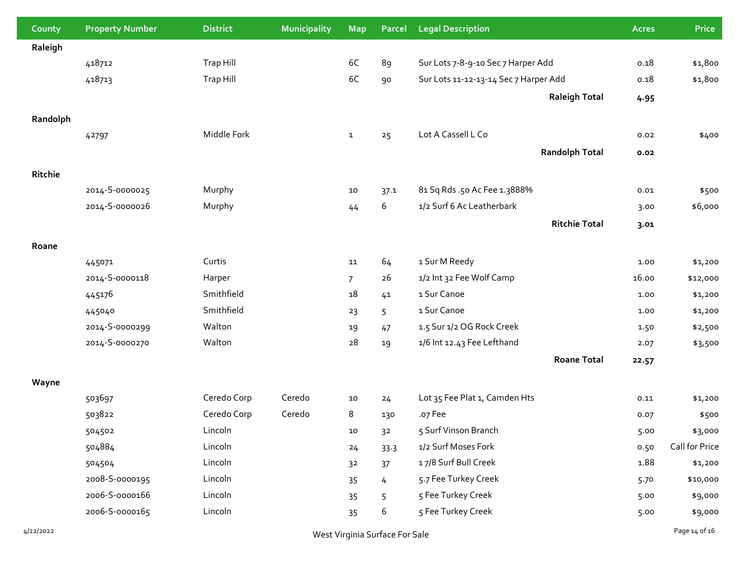| County | Property Number | District | Municipality | Map | Parcel | Legal Description | Acres | Price |
|---|---|---|---|---|---|---|---|---|
| **Raleigh** | | | | | | | | |
| | 418712 | Trap Hill | | 6C | 89 | Sur Lots 7-8-9-10 Sec 7 Harper Add | 0.18 | $1,800 |
| | 418713 | Trap Hill | | 6C | 90 | Sur Lots 11-12-13-14 Sec 7 Harper Add | 0.18 | $1,800 |
| | | | | | | **Raleigh Total** | **4.95** | |
| **Randolph** | | | | | | | | |
| | 42797 | Middle Fork | | 1 | 25 | Lot A Cassell L Co | 0.02 | $400 |
| | | | | | | **Randolph Total** | **0.02** | |
| **Ritchie** | | | | | | | | |
| | 2014-S-0000025 | Murphy | | 10 | 37.1 | 81 Sq Rds .50 Ac Fee 1.3888% | 0.01 | $500 |
| | 2014-S-0000026 | Murphy | | 44 | 6 | 1/2 Surf 6 Ac Leatherbark | 3.00 | $6,000 |
| | | | | | | **Ritchie Total** | **3.01** | |
| **Roane** | | | | | | | | |
| | 445071 | Curtis | | 11 | 64 | 1 Sur M Reedy | 1.00 | $1,200 |
| | 2014-S-0000118 | Harper | | 7 | 26 | 1/2 Int 32 Fee Wolf Camp | 16.00 | $12,000 |
| | 445176 | Smithfield | | 18 | 41 | 1 Sur Canoe | 1.00 | $1,200 |
| | 445040 | Smithfield | | 23 | 5 | 1 Sur Canoe | 1.00 | $1,200 |
| | 2014-S-0000299 | Walton | | 19 | 47 | 1.5 Sur 1/2 OG Rock Creek | 1.50 | $2,500 |
| | 2014-S-0000270 | Walton | | 28 | 19 | 1/6 Int 12.43 Fee Lefthand | 2.07 | $3,500 |
| | | | | | | **Roane Total** | **22.57** | |
| **Wayne** | | | | | | | | |
| | 503697 | Ceredo Corp | Ceredo | 10 | 24 | Lot 35 Fee Plat 1, Camden Hts | 0.11 | $1,200 |
| | 503822 | Ceredo Corp | Ceredo | 8 | 130 | .07 Fee | 0.07 | $500 |
| | 504502 | Lincoln | | 10 | 32 | 5 Surf Vinson Branch | 5.00 | $3,000 |
| | 504884 | Lincoln | | 24 | 33.3 | 1/2 Surf Moses Fork | 0.50 | Call for Price |
| | 504504 | Lincoln | | 32 | 37 | 1 7/8 Surf Bull Creek | 1.88 | $1,200 |
| | 2008-S-0000195 | Lincoln | | 35 | 4 | 5.7 Fee Turkey Creek | 5.70 | $10,000 |
| | 2006-S-0000166 | Lincoln | | 35 | 5 | 5 Fee Turkey Creek | 5.00 | $9,000 |
| | 2006-S-0000165 | Lincoln | | 35 | 6 | 5 Fee Turkey Creek | 5.00 | $9,000 |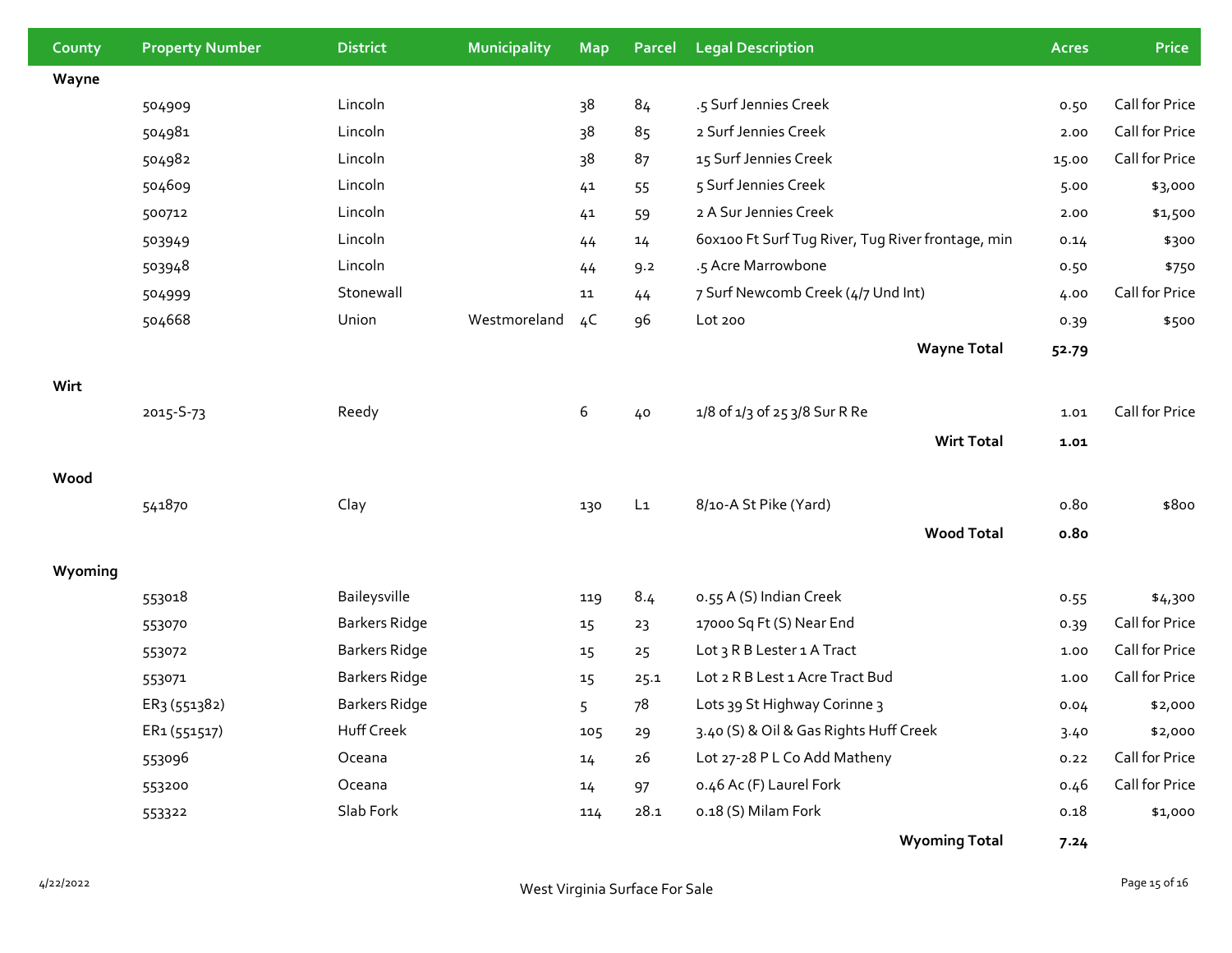| County | Property Number | District | Municipality | Map | Parcel | Legal Description | Acres | Price |
|---|---|---|---|---|---|---|---|---|
| **Wayne** | | | | | | | | |
| | 504909 | Lincoln | | 38 | 84 | .5 Surf Jennies Creek | 0.50 | Call for Price |
| | 504981 | Lincoln | | 38 | 85 | 2 Surf Jennies Creek | 2.00 | Call for Price |
| | 504982 | Lincoln | | 38 | 87 | 15 Surf Jennies Creek | 15.00 | Call for Price |
| | 504609 | Lincoln | | 41 | 55 | 5 Surf Jennies Creek | 5.00 | $3,000 |
| | 500712 | Lincoln | | 41 | 59 | 2 A Sur Jennies Creek | 2.00 | $1,500 |
| | 503949 | Lincoln | | 44 | 14 | 60x100 Ft Surf Tug River, Tug River frontage, min | 0.14 | $300 |
| | 503948 | Lincoln | | 44 | 9.2 | .5 Acre Marrowbone | 0.50 | $750 |
| | 504999 | Stonewall | | 11 | 44 | 7 Surf Newcomb Creek (4/7 Und Int) | 4.00 | Call for Price |
| | 504668 | Union | Westmoreland | 4C | 96 | Lot 200 | 0.39 | $500 |
| | | | | | | **Wayne Total** | **52.79** | |
| **Wirt** | | | | | | | | |
| | 2015-S-73 | Reedy | | 6 | 40 | 1/8 of 1/3 of 25 3/8 Sur R Re | 1.01 | Call for Price |
| | | | | | | **Wirt Total** | **1.01** | |
| **Wood** | | | | | | | | |
| | 541870 | Clay | | 130 | L1 | 8/10-A St Pike (Yard) | 0.80 | $800 |
| | | | | | | **Wood Total** | **0.80** | |
| **Wyoming** | | | | | | | | |
| | 553018 | Baileysville | | 119 | 8.4 | 0.55 A (S) Indian Creek | 0.55 | $4,300 |
| | 553070 | Barkers Ridge | | 15 | 23 | 17000 Sq Ft (S) Near End | 0.39 | Call for Price |
| | 553072 | Barkers Ridge | | 15 | 25 | Lot 3 R B Lester 1 A Tract | 1.00 | Call for Price |
| | 553071 | Barkers Ridge | | 15 | 25.1 | Lot 2 R B Lest 1 Acre Tract Bud | 1.00 | Call for Price |
| | ER3 (551382) | Barkers Ridge | | 5 | 78 | Lots 39 St Highway Corinne 3 | 0.04 | $2,000 |
| | ER1 (551517) | Huff Creek | | 105 | 29 | 3.40 (S) & Oil & Gas Rights Huff Creek | 3.40 | $2,000 |
| | 553096 | Oceana | | 14 | 26 | Lot 27-28 P L Co Add Matheny | 0.22 | Call for Price |
| | 553200 | Oceana | | 14 | 97 | 0.46 Ac (F) Laurel Fork | 0.46 | Call for Price |
| | 553322 | Slab Fork | | 114 | 28.1 | 0.18 (S) Milam Fork | 0.18 | $1,000 |
| | | | | | | **Wyoming Total** | **7.24** | |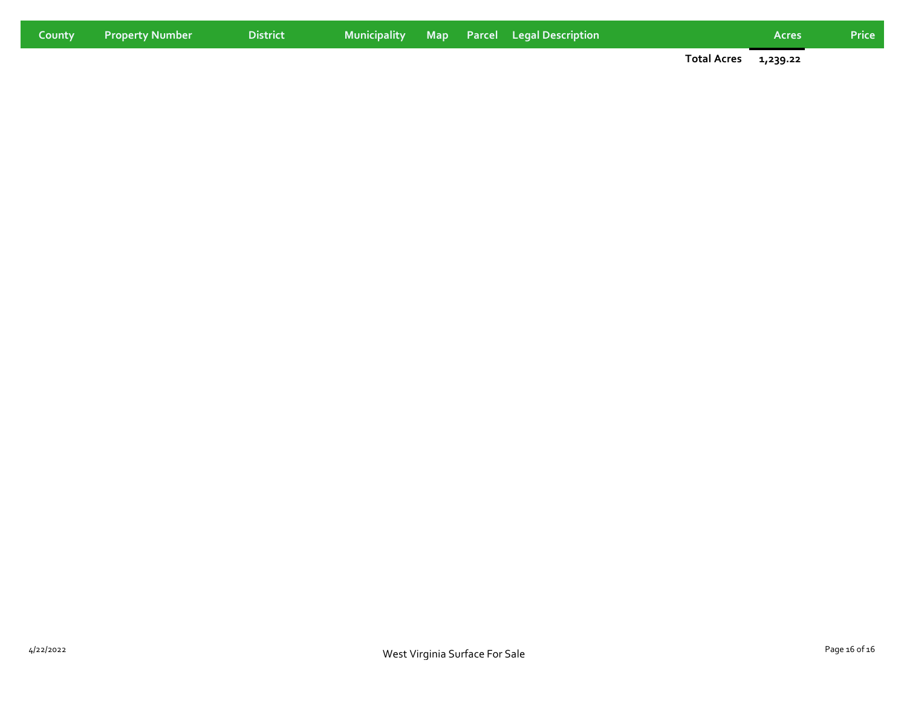| County | Property Number | District | Municipality | Map | Parcel | Legal Description | Acres | Price |
|---|---|---|---|---|---|---|---|---|
| | | | | | | Total Acres | 1,239.22 | |